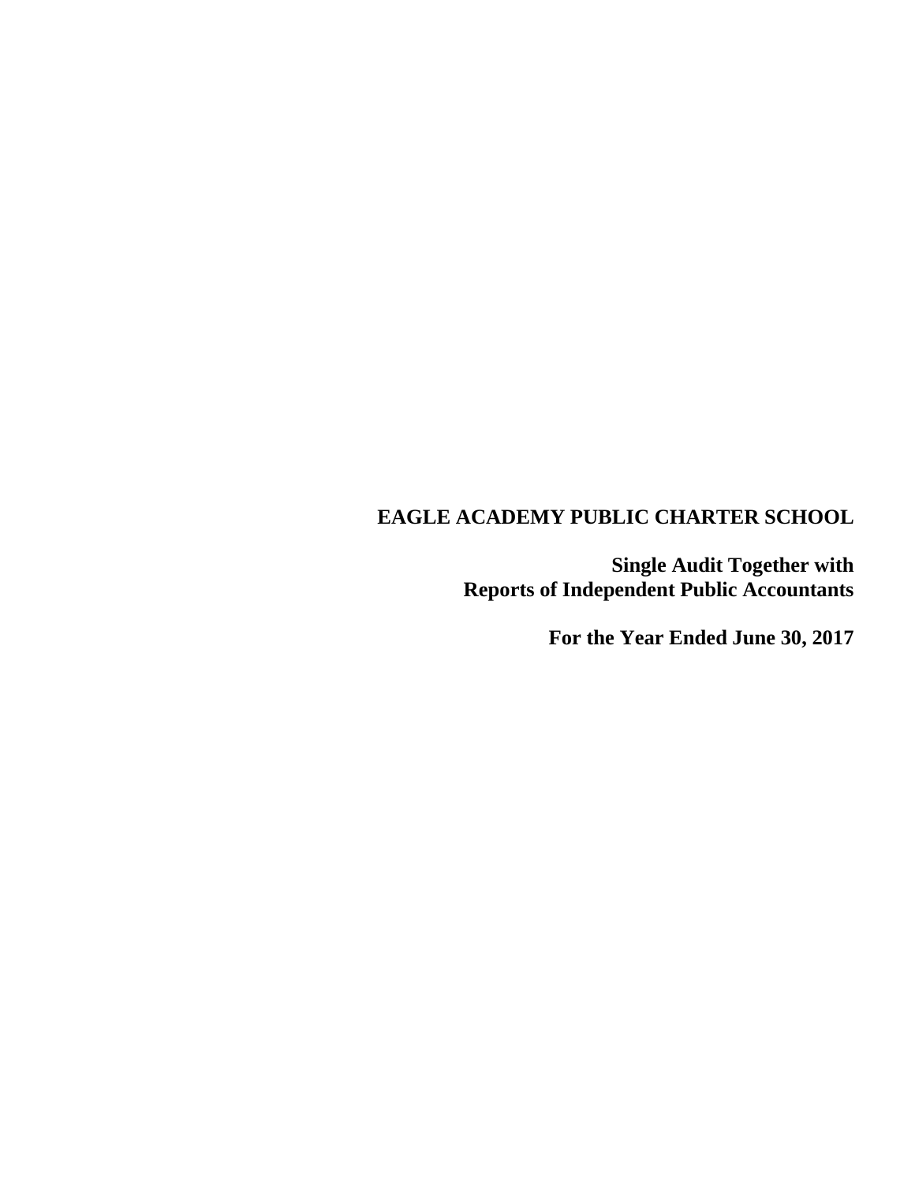# EAGLE ACADEMY PUBLIC CHARTER SCHOOL

**Single Audit Together with**
**Reports of Independent Public Accountants**

**For the Year Ended June 30, 2017**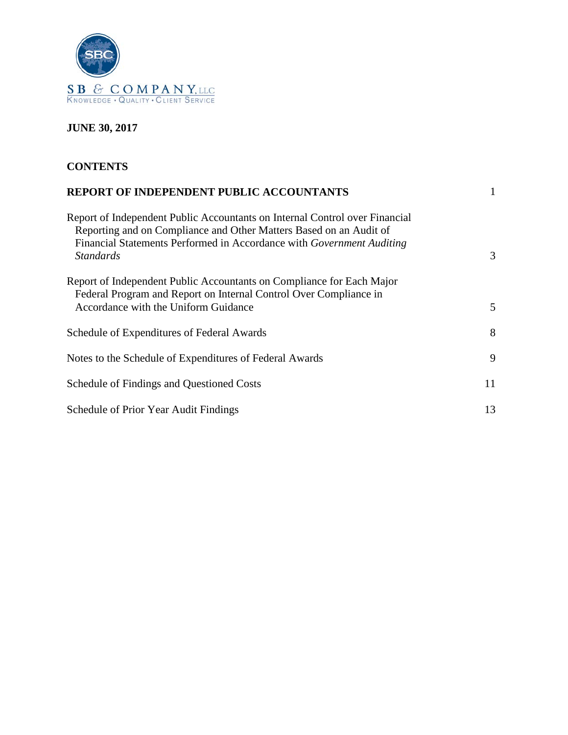SB & COMPANY, LLC
KNOWLEDGE • QUALITY • CLIENT SERVICE

**JUNE 30, 2017**

**CONTENTS**

| | |
|---|---|
| **REPORT OF INDEPENDENT PUBLIC ACCOUNTANTS** | 1 |
| Report of Independent Public Accountants on Internal Control over Financial Reporting and on Compliance and Other Matters Based on an Audit of Financial Statements Performed in Accordance with *Government Auditing Standards* | 3 |
| Report of Independent Public Accountants on Compliance for Each Major Federal Program and Report on Internal Control Over Compliance in Accordance with the Uniform Guidance | 5 |
| Schedule of Expenditures of Federal Awards | 8 |
| Notes to the Schedule of Expenditures of Federal Awards | 9 |
| Schedule of Findings and Questioned Costs | 11 |
| Schedule of Prior Year Audit Findings | 13 |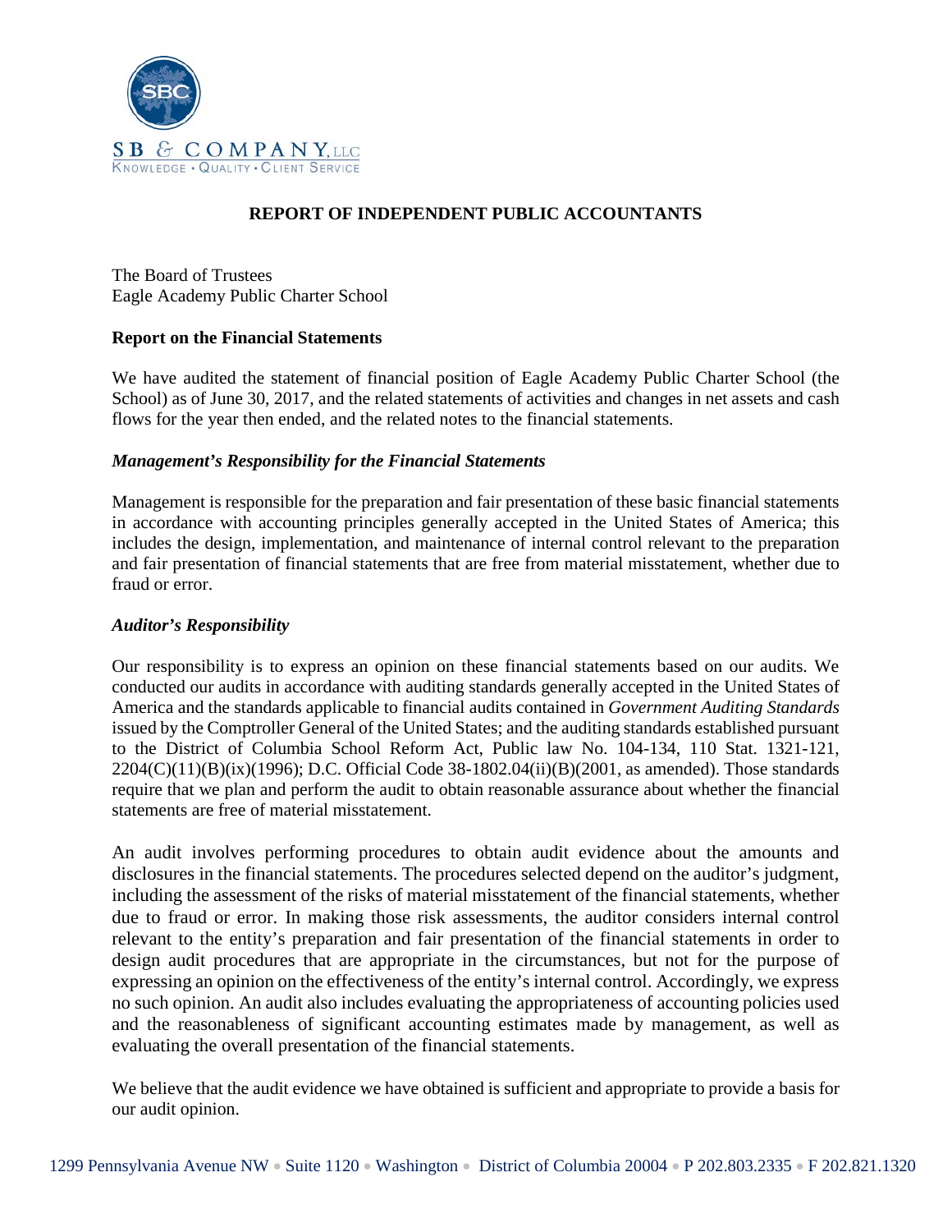SB & COMPANY, LLC
KNOWLEDGE • QUALITY • CLIENT SERVICE

## REPORT OF INDEPENDENT PUBLIC ACCOUNTANTS

The Board of Trustees
Eagle Academy Public Charter School

### Report on the Financial Statements

We have audited the statement of financial position of Eagle Academy Public Charter School (the School) as of June 30, 2017, and the related statements of activities and changes in net assets and cash flows for the year then ended, and the related notes to the financial statements.

#### *Management's Responsibility for the Financial Statements*

Management is responsible for the preparation and fair presentation of these basic financial statements in accordance with accounting principles generally accepted in the United States of America; this includes the design, implementation, and maintenance of internal control relevant to the preparation and fair presentation of financial statements that are free from material misstatement, whether due to fraud or error.

#### *Auditor's Responsibility*

Our responsibility is to express an opinion on these financial statements based on our audits. We conducted our audits in accordance with auditing standards generally accepted in the United States of America and the standards applicable to financial audits contained in *Government Auditing Standards* issued by the Comptroller General of the United States; and the auditing standards established pursuant to the District of Columbia School Reform Act, Public law No. 104-134, 110 Stat. 1321-121, 2204(C)(11)(B)(ix)(1996); D.C. Official Code 38-1802.04(ii)(B)(2001, as amended). Those standards require that we plan and perform the audit to obtain reasonable assurance about whether the financial statements are free of material misstatement.

An audit involves performing procedures to obtain audit evidence about the amounts and disclosures in the financial statements. The procedures selected depend on the auditor's judgment, including the assessment of the risks of material misstatement of the financial statements, whether due to fraud or error. In making those risk assessments, the auditor considers internal control relevant to the entity's preparation and fair presentation of the financial statements in order to design audit procedures that are appropriate in the circumstances, but not for the purpose of expressing an opinion on the effectiveness of the entity's internal control. Accordingly, we express no such opinion. An audit also includes evaluating the appropriateness of accounting policies used and the reasonableness of significant accounting estimates made by management, as well as evaluating the overall presentation of the financial statements.

We believe that the audit evidence we have obtained is sufficient and appropriate to provide a basis for our audit opinion.

1299 Pennsylvania Avenue NW • Suite 1120 • Washington • District of Columbia 20004 • P 202.803.2335 • F 202.821.1320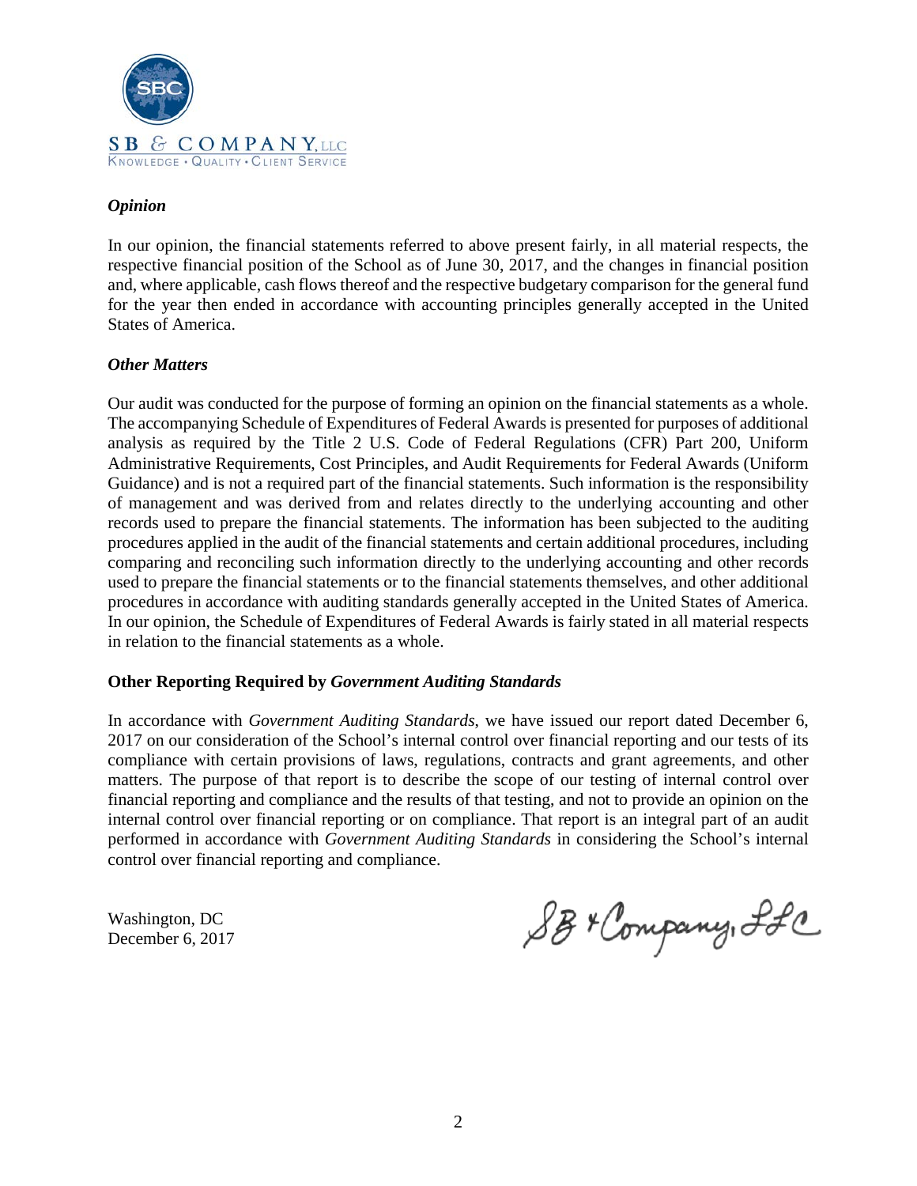SB & COMPANY, LLC
KNOWLEDGE • QUALITY • CLIENT SERVICE

***Opinion***

In our opinion, the financial statements referred to above present fairly, in all material respects, the respective financial position of the School as of June 30, 2017, and the changes in financial position and, where applicable, cash flows thereof and the respective budgetary comparison for the general fund for the year then ended in accordance with accounting principles generally accepted in the United States of America.

***Other Matters***

Our audit was conducted for the purpose of forming an opinion on the financial statements as a whole. The accompanying Schedule of Expenditures of Federal Awards is presented for purposes of additional analysis as required by the Title 2 U.S. Code of Federal Regulations (CFR) Part 200, Uniform Administrative Requirements, Cost Principles, and Audit Requirements for Federal Awards (Uniform Guidance) and is not a required part of the financial statements. Such information is the responsibility of management and was derived from and relates directly to the underlying accounting and other records used to prepare the financial statements. The information has been subjected to the auditing procedures applied in the audit of the financial statements and certain additional procedures, including comparing and reconciling such information directly to the underlying accounting and other records used to prepare the financial statements or to the financial statements themselves, and other additional procedures in accordance with auditing standards generally accepted in the United States of America. In our opinion, the Schedule of Expenditures of Federal Awards is fairly stated in all material respects in relation to the financial statements as a whole.

**Other Reporting Required by *Government Auditing Standards***

In accordance with *Government Auditing Standards*, we have issued our report dated December 6, 2017 on our consideration of the School's internal control over financial reporting and our tests of its compliance with certain provisions of laws, regulations, contracts and grant agreements, and other matters. The purpose of that report is to describe the scope of our testing of internal control over financial reporting and compliance and the results of that testing, and not to provide an opinion on the internal control over financial reporting or on compliance. That report is an integral part of an audit performed in accordance with *Government Auditing Standards* in considering the School's internal control over financial reporting and compliance.

Washington, DC
December 6, 2017

SB & Company, LLC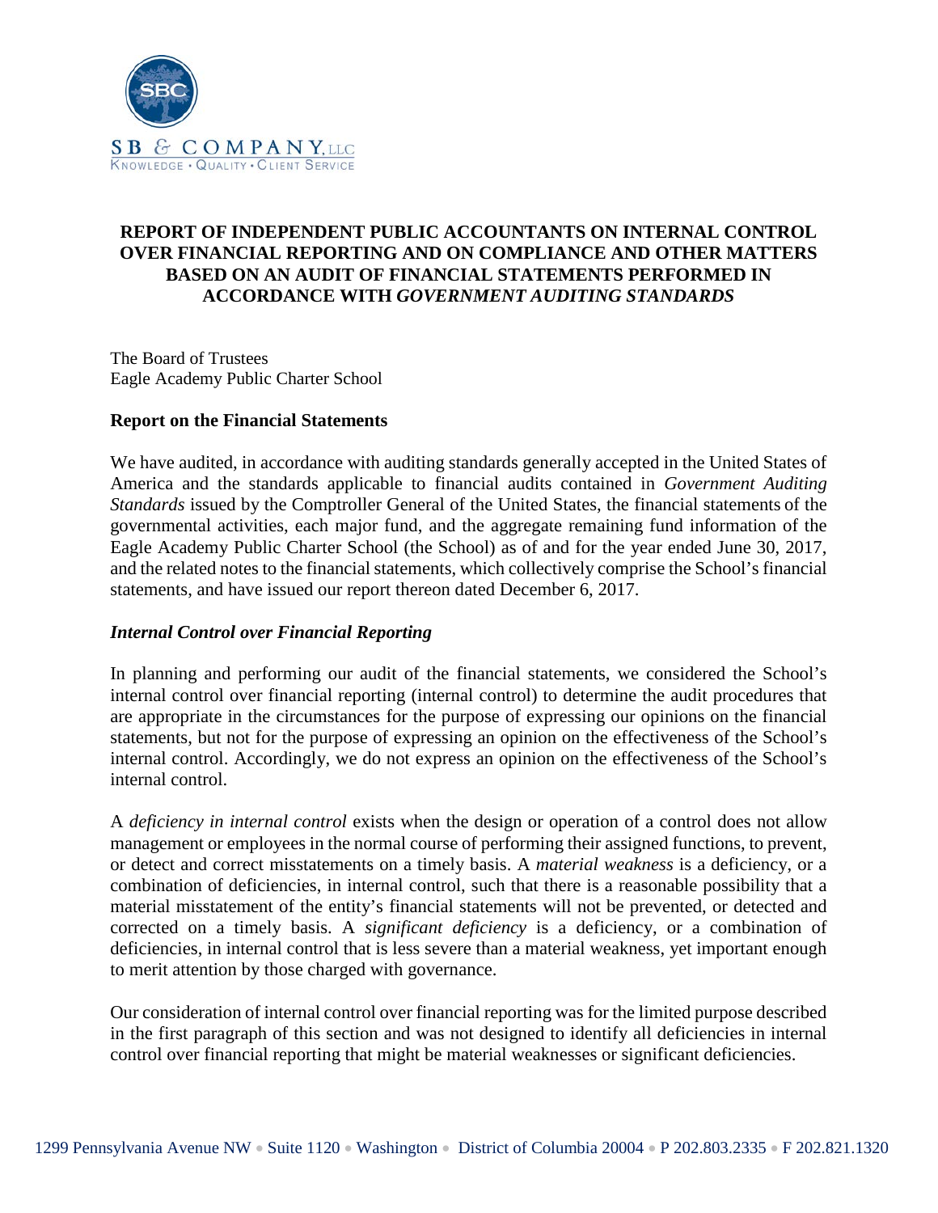SB & COMPANY, LLC
KNOWLEDGE • QUALITY • CLIENT SERVICE

# REPORT OF INDEPENDENT PUBLIC ACCOUNTANTS ON INTERNAL CONTROL OVER FINANCIAL REPORTING AND ON COMPLIANCE AND OTHER MATTERS BASED ON AN AUDIT OF FINANCIAL STATEMENTS PERFORMED IN ACCORDANCE WITH *GOVERNMENT AUDITING STANDARDS*

The Board of Trustees
Eagle Academy Public Charter School

**Report on the Financial Statements**

We have audited, in accordance with auditing standards generally accepted in the United States of America and the standards applicable to financial audits contained in *Government Auditing Standards* issued by the Comptroller General of the United States, the financial statements of the governmental activities, each major fund, and the aggregate remaining fund information of the Eagle Academy Public Charter School (the School) as of and for the year ended June 30, 2017, and the related notes to the financial statements, which collectively comprise the School's financial statements, and have issued our report thereon dated December 6, 2017.

***Internal Control over Financial Reporting***

In planning and performing our audit of the financial statements, we considered the School's internal control over financial reporting (internal control) to determine the audit procedures that are appropriate in the circumstances for the purpose of expressing our opinions on the financial statements, but not for the purpose of expressing an opinion on the effectiveness of the School's internal control. Accordingly, we do not express an opinion on the effectiveness of the School's internal control.

A *deficiency in internal control* exists when the design or operation of a control does not allow management or employees in the normal course of performing their assigned functions, to prevent, or detect and correct misstatements on a timely basis. A *material weakness* is a deficiency, or a combination of deficiencies, in internal control, such that there is a reasonable possibility that a material misstatement of the entity's financial statements will not be prevented, or detected and corrected on a timely basis. A *significant deficiency* is a deficiency, or a combination of deficiencies, in internal control that is less severe than a material weakness, yet important enough to merit attention by those charged with governance.

Our consideration of internal control over financial reporting was for the limited purpose described in the first paragraph of this section and was not designed to identify all deficiencies in internal control over financial reporting that might be material weaknesses or significant deficiencies.

1299 Pennsylvania Avenue NW • Suite 1120 • Washington • District of Columbia 20004 • P 202.803.2335 • F 202.821.1320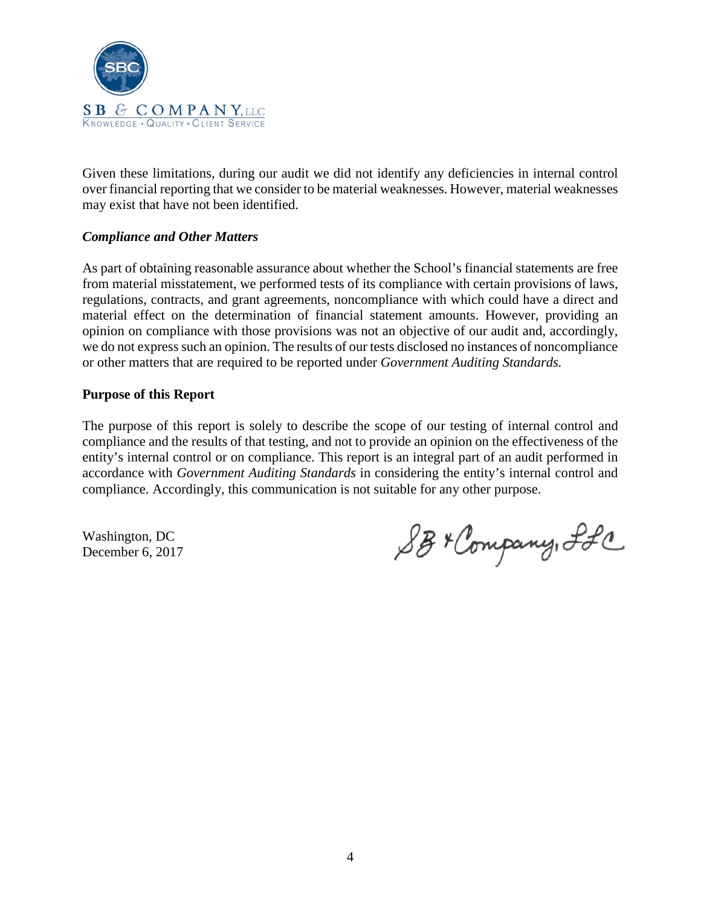SB & COMPANY, LLC
KNOWLEDGE • QUALITY • CLIENT SERVICE

Given these limitations, during our audit we did not identify any deficiencies in internal control over financial reporting that we consider to be material weaknesses. However, material weaknesses may exist that have not been identified.

***Compliance and Other Matters***

As part of obtaining reasonable assurance about whether the School's financial statements are free from material misstatement, we performed tests of its compliance with certain provisions of laws, regulations, contracts, and grant agreements, noncompliance with which could have a direct and material effect on the determination of financial statement amounts. However, providing an opinion on compliance with those provisions was not an objective of our audit and, accordingly, we do not express such an opinion. The results of our tests disclosed no instances of noncompliance or other matters that are required to be reported under *Government Auditing Standards.*

**Purpose of this Report**

The purpose of this report is solely to describe the scope of our testing of internal control and compliance and the results of that testing, and not to provide an opinion on the effectiveness of the entity's internal control or on compliance. This report is an integral part of an audit performed in accordance with *Government Auditing Standards* in considering the entity's internal control and compliance. Accordingly, this communication is not suitable for any other purpose.

Washington, DC
December 6, 2017

SB & Company, LLC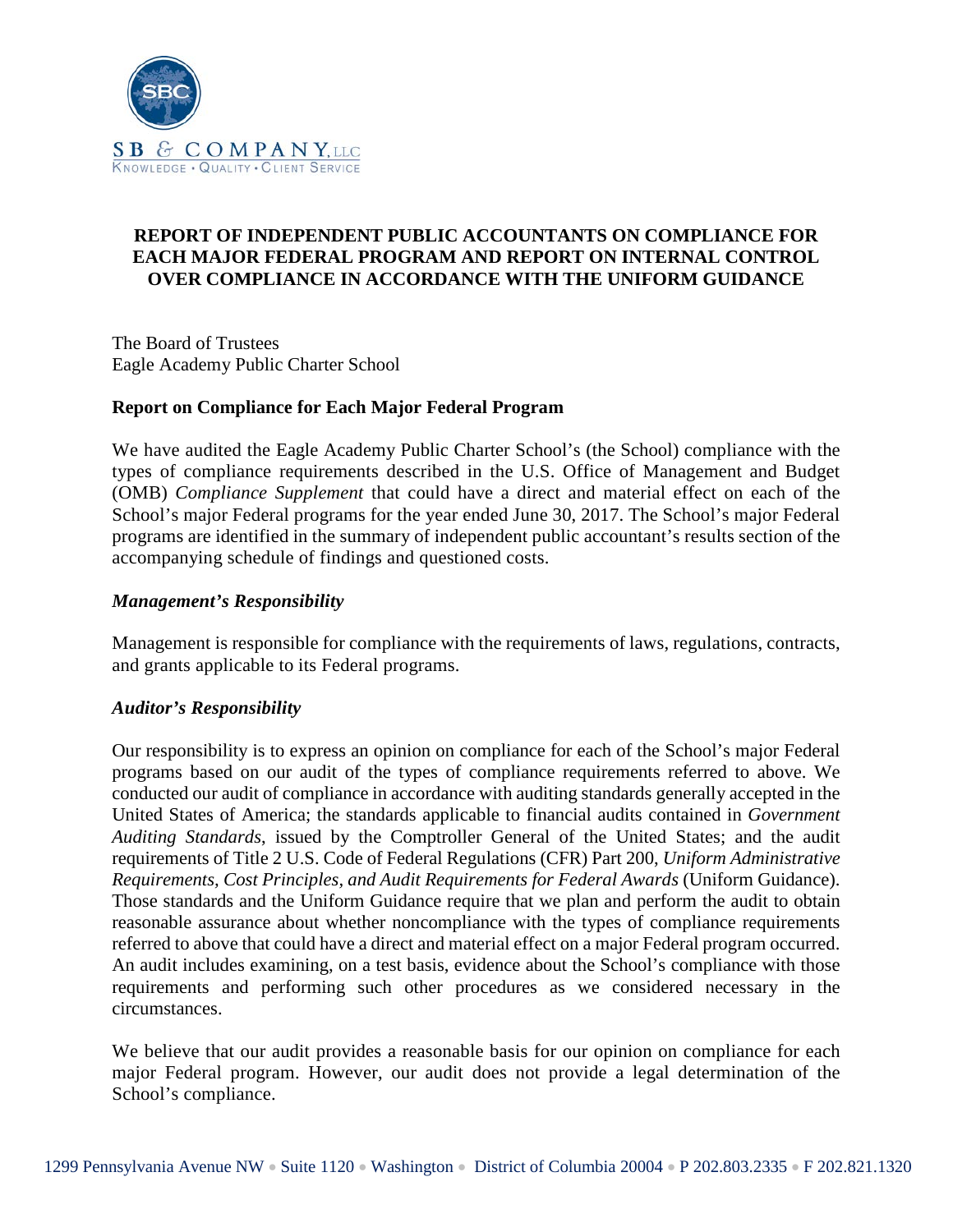**SB & COMPANY, LLC**
KNOWLEDGE • QUALITY • CLIENT SERVICE

# REPORT OF INDEPENDENT PUBLIC ACCOUNTANTS ON COMPLIANCE FOR EACH MAJOR FEDERAL PROGRAM AND REPORT ON INTERNAL CONTROL OVER COMPLIANCE IN ACCORDANCE WITH THE UNIFORM GUIDANCE

The Board of Trustees
Eagle Academy Public Charter School

## Report on Compliance for Each Major Federal Program

We have audited the Eagle Academy Public Charter School's (the School) compliance with the types of compliance requirements described in the U.S. Office of Management and Budget (OMB) *Compliance Supplement* that could have a direct and material effect on each of the School's major Federal programs for the year ended June 30, 2017. The School's major Federal programs are identified in the summary of independent public accountant's results section of the accompanying schedule of findings and questioned costs.

### *Management's Responsibility*

Management is responsible for compliance with the requirements of laws, regulations, contracts, and grants applicable to its Federal programs.

### *Auditor's Responsibility*

Our responsibility is to express an opinion on compliance for each of the School's major Federal programs based on our audit of the types of compliance requirements referred to above. We conducted our audit of compliance in accordance with auditing standards generally accepted in the United States of America; the standards applicable to financial audits contained in *Government Auditing Standards*, issued by the Comptroller General of the United States; and the audit requirements of Title 2 U.S. Code of Federal Regulations (CFR) Part 200, *Uniform Administrative Requirements, Cost Principles, and Audit Requirements for Federal Awards* (Uniform Guidance). Those standards and the Uniform Guidance require that we plan and perform the audit to obtain reasonable assurance about whether noncompliance with the types of compliance requirements referred to above that could have a direct and material effect on a major Federal program occurred. An audit includes examining, on a test basis, evidence about the School's compliance with those requirements and performing such other procedures as we considered necessary in the circumstances.

We believe that our audit provides a reasonable basis for our opinion on compliance for each major Federal program. However, our audit does not provide a legal determination of the School's compliance.

1299 Pennsylvania Avenue NW • Suite 1120 • Washington • District of Columbia 20004 • P 202.803.2335 • F 202.821.1320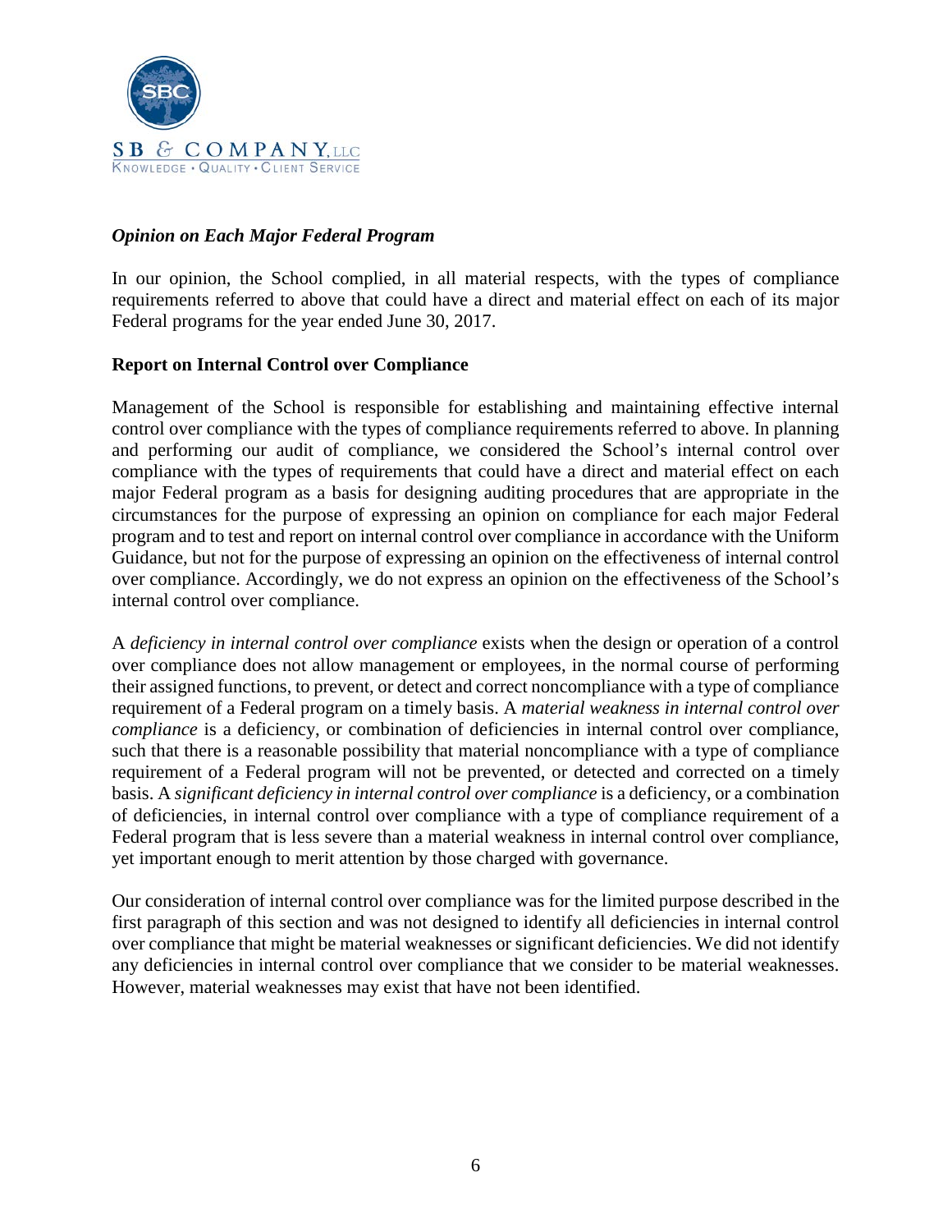### *Opinion on Each Major Federal Program*

In our opinion, the School complied, in all material respects, with the types of compliance requirements referred to above that could have a direct and material effect on each of its major Federal programs for the year ended June 30, 2017.

**Report on Internal Control over Compliance**

Management of the School is responsible for establishing and maintaining effective internal control over compliance with the types of compliance requirements referred to above. In planning and performing our audit of compliance, we considered the School's internal control over compliance with the types of requirements that could have a direct and material effect on each major Federal program as a basis for designing auditing procedures that are appropriate in the circumstances for the purpose of expressing an opinion on compliance for each major Federal program and to test and report on internal control over compliance in accordance with the Uniform Guidance, but not for the purpose of expressing an opinion on the effectiveness of internal control over compliance. Accordingly, we do not express an opinion on the effectiveness of the School's internal control over compliance.

A *deficiency in internal control over compliance* exists when the design or operation of a control over compliance does not allow management or employees, in the normal course of performing their assigned functions, to prevent, or detect and correct noncompliance with a type of compliance requirement of a Federal program on a timely basis. A *material weakness in internal control over compliance* is a deficiency, or combination of deficiencies in internal control over compliance, such that there is a reasonable possibility that material noncompliance with a type of compliance requirement of a Federal program will not be prevented, or detected and corrected on a timely basis. A *significant deficiency in internal control over compliance* is a deficiency, or a combination of deficiencies, in internal control over compliance with a type of compliance requirement of a Federal program that is less severe than a material weakness in internal control over compliance, yet important enough to merit attention by those charged with governance.

Our consideration of internal control over compliance was for the limited purpose described in the first paragraph of this section and was not designed to identify all deficiencies in internal control over compliance that might be material weaknesses or significant deficiencies. We did not identify any deficiencies in internal control over compliance that we consider to be material weaknesses. However, material weaknesses may exist that have not been identified.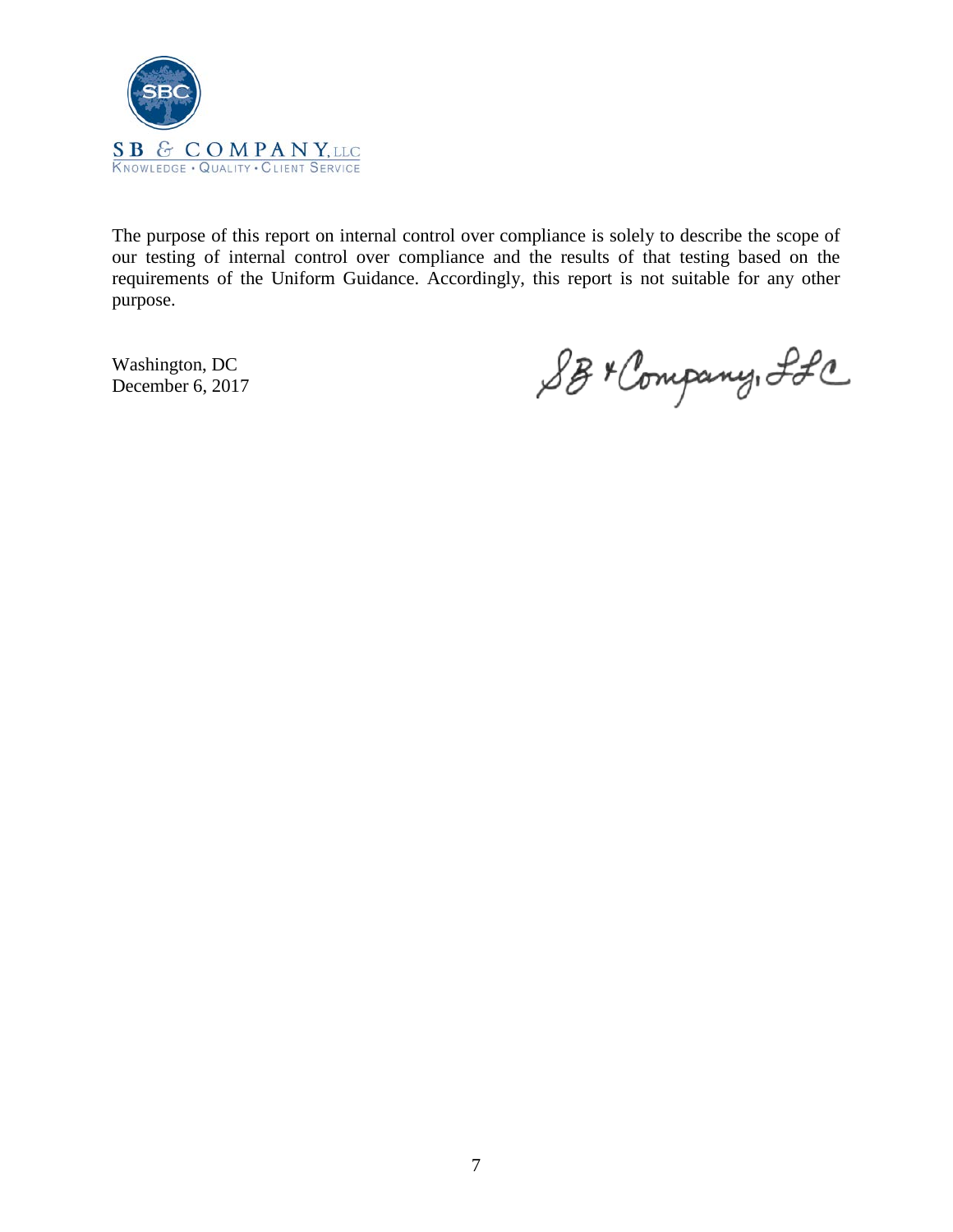SB & COMPANY, LLC
KNOWLEDGE • QUALITY • CLIENT SERVICE

The purpose of this report on internal control over compliance is solely to describe the scope of our testing of internal control over compliance and the results of that testing based on the requirements of the Uniform Guidance. Accordingly, this report is not suitable for any other purpose.

Washington, DC
December 6, 2017

SB & Company, LLC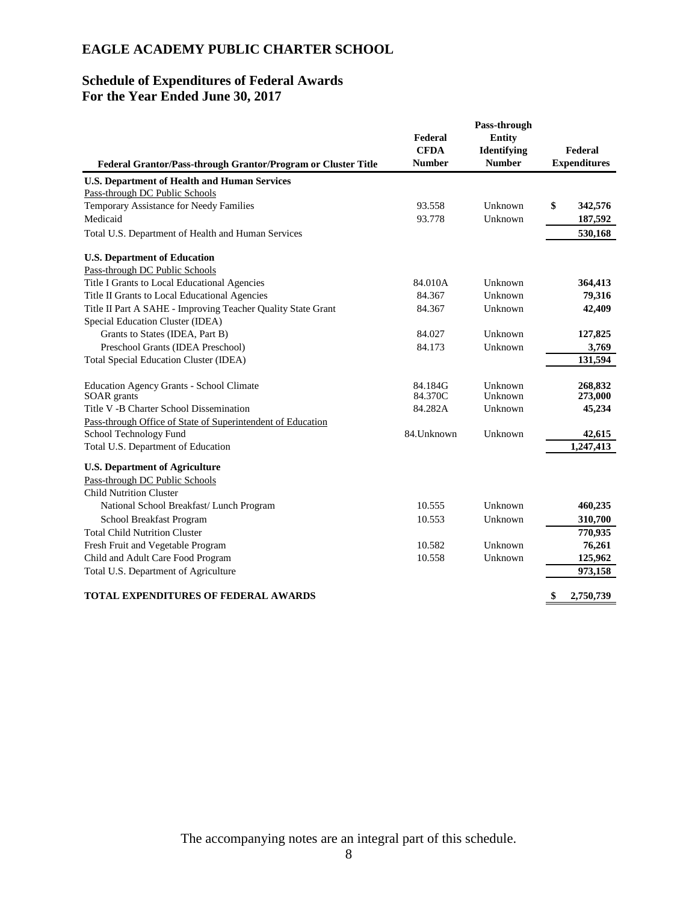# EAGLE ACADEMY PUBLIC CHARTER SCHOOL

## Schedule of Expenditures of Federal Awards
## For the Year Ended June 30, 2017

| Federal Grantor/Pass-through Grantor/Program or Cluster Title | Federal CFDA Number | Pass-through Entity Identifying Number | Federal Expenditures |
|---|---|---|---|
| **U.S. Department of Health and Human Services** | | | |
| Pass-through DC Public Schools | | | |
| Temporary Assistance for Needy Families | 93.558 | Unknown | $ 342,576 |
| Medicaid | 93.778 | Unknown | 187,592 |
| Total U.S. Department of Health and Human Services | | | 530,168 |
| **U.S. Department of Education** | | | |
| Pass-through DC Public Schools | | | |
| Title I Grants to Local Educational Agencies | 84.010A | Unknown | 364,413 |
| Title II Grants to Local Educational Agencies | 84.367 | Unknown | 79,316 |
| Title II Part A SAHE - Improving Teacher Quality State Grant | 84.367 | Unknown | 42,409 |
| Special Education Cluster (IDEA) | | | |
| Grants to States (IDEA, Part B) | 84.027 | Unknown | 127,825 |
| Preschool Grants (IDEA Preschool) | 84.173 | Unknown | 3,769 |
| Total Special Education Cluster (IDEA) | | | 131,594 |
| Education Agency Grants - School Climate | 84.184G | Unknown | 268,832 |
| SOAR grants | 84.370C | Unknown | 273,000 |
| Title V -B Charter School Dissemination | 84.282A | Unknown | 45,234 |
| Pass-through Office of State of Superintendent of Education | | | |
| School Technology Fund | 84.Unknown | Unknown | 42,615 |
| Total U.S. Department of Education | | | 1,247,413 |
| **U.S. Department of Agriculture** | | | |
| Pass-through DC Public Schools | | | |
| Child Nutrition Cluster | | | |
| National School Breakfast/ Lunch Program | 10.555 | Unknown | 460,235 |
| School Breakfast Program | 10.553 | Unknown | 310,700 |
| Total Child Nutrition Cluster | | | 770,935 |
| Fresh Fruit and Vegetable Program | 10.582 | Unknown | 76,261 |
| Child and Adult Care Food Program | 10.558 | Unknown | 125,962 |
| Total U.S. Department of Agriculture | | | 973,158 |
| **TOTAL EXPENDITURES OF FEDERAL AWARDS** | | | **$ 2,750,739** |

The accompanying notes are an integral part of this schedule.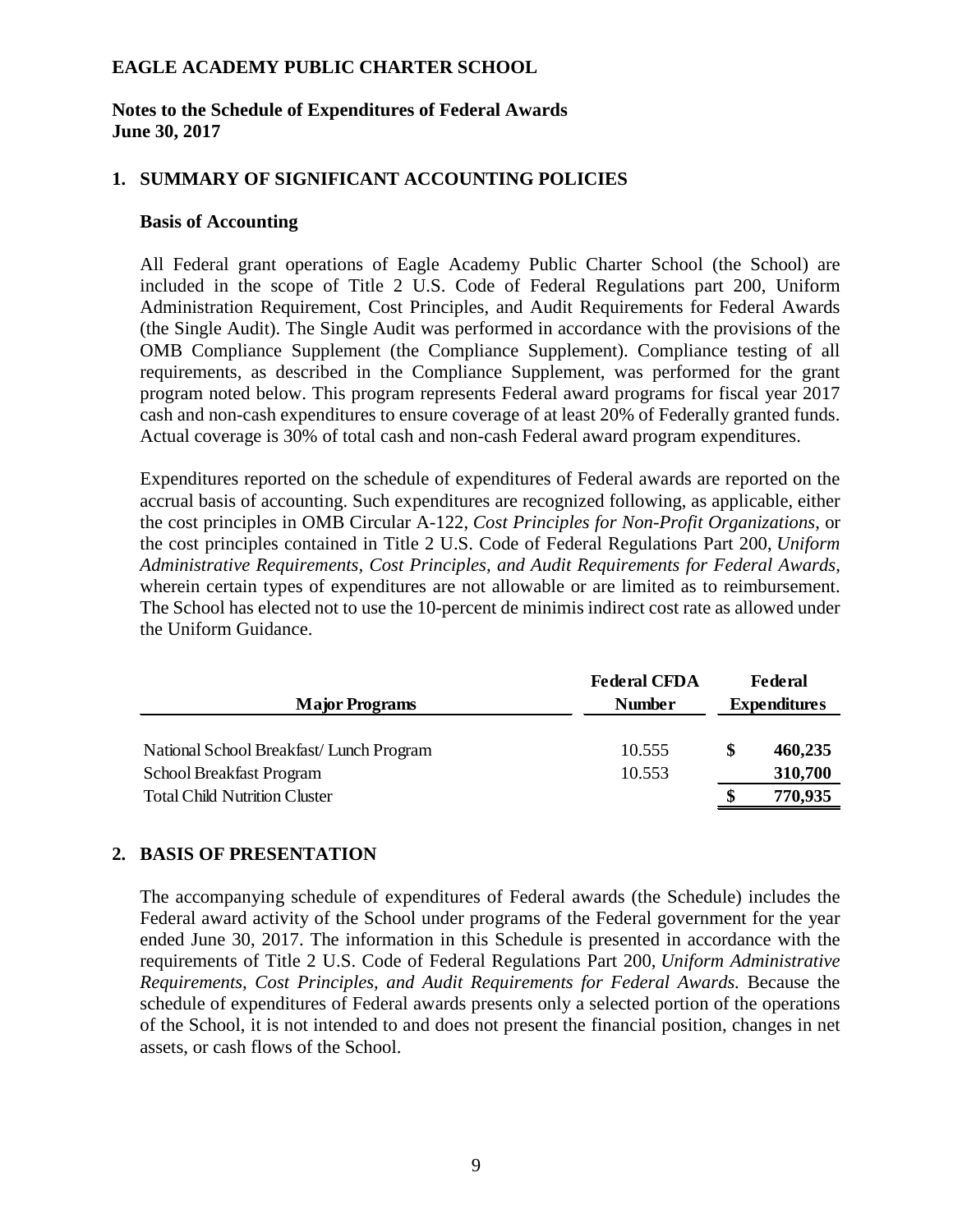**EAGLE ACADEMY PUBLIC CHARTER SCHOOL**

**Notes to the Schedule of Expenditures of Federal Awards**
**June 30, 2017**

## 1. SUMMARY OF SIGNIFICANT ACCOUNTING POLICIES

### Basis of Accounting

All Federal grant operations of Eagle Academy Public Charter School (the School) are included in the scope of Title 2 U.S. Code of Federal Regulations part 200, Uniform Administration Requirement, Cost Principles, and Audit Requirements for Federal Awards (the Single Audit). The Single Audit was performed in accordance with the provisions of the OMB Compliance Supplement (the Compliance Supplement). Compliance testing of all requirements, as described in the Compliance Supplement, was performed for the grant program noted below. This program represents Federal award programs for fiscal year 2017 cash and non-cash expenditures to ensure coverage of at least 20% of Federally granted funds. Actual coverage is 30% of total cash and non-cash Federal award program expenditures.

Expenditures reported on the schedule of expenditures of Federal awards are reported on the accrual basis of accounting. Such expenditures are recognized following, as applicable, either the cost principles in OMB Circular A-122, *Cost Principles for Non-Profit Organizations*, or the cost principles contained in Title 2 U.S. Code of Federal Regulations Part 200, *Uniform Administrative Requirements, Cost Principles, and Audit Requirements for Federal Awards*, wherein certain types of expenditures are not allowable or are limited as to reimbursement. The School has elected not to use the 10-percent de minimis indirect cost rate as allowed under the Uniform Guidance.

| Major Programs | Federal CFDA Number | Federal Expenditures |
|---|---|---|
| National School Breakfast/ Lunch Program | 10.555 | $ 460,235 |
| School Breakfast Program | 10.553 | 310,700 |
| Total Child Nutrition Cluster | | $ 770,935 |

## 2. BASIS OF PRESENTATION

The accompanying schedule of expenditures of Federal awards (the Schedule) includes the Federal award activity of the School under programs of the Federal government for the year ended June 30, 2017. The information in this Schedule is presented in accordance with the requirements of Title 2 U.S. Code of Federal Regulations Part 200, *Uniform Administrative Requirements, Cost Principles, and Audit Requirements for Federal Awards.* Because the schedule of expenditures of Federal awards presents only a selected portion of the operations of the School, it is not intended to and does not present the financial position, changes in net assets, or cash flows of the School.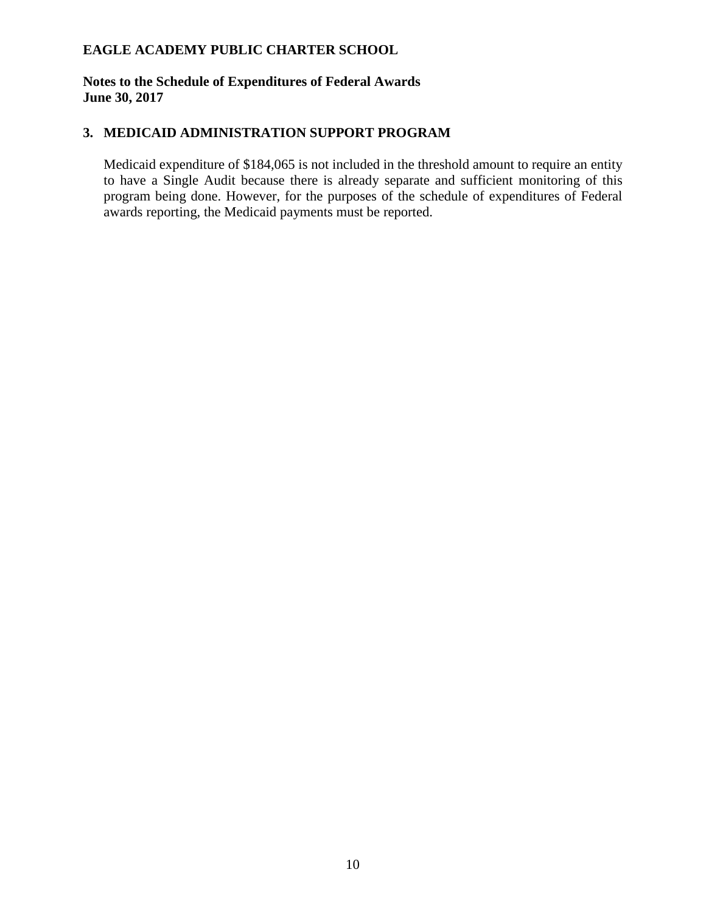**EAGLE ACADEMY PUBLIC CHARTER SCHOOL**

**Notes to the Schedule of Expenditures of Federal Awards**
**June 30, 2017**

## 3. MEDICAID ADMINISTRATION SUPPORT PROGRAM

Medicaid expenditure of $184,065 is not included in the threshold amount to require an entity to have a Single Audit because there is already separate and sufficient monitoring of this program being done. However, for the purposes of the schedule of expenditures of Federal awards reporting, the Medicaid payments must be reported.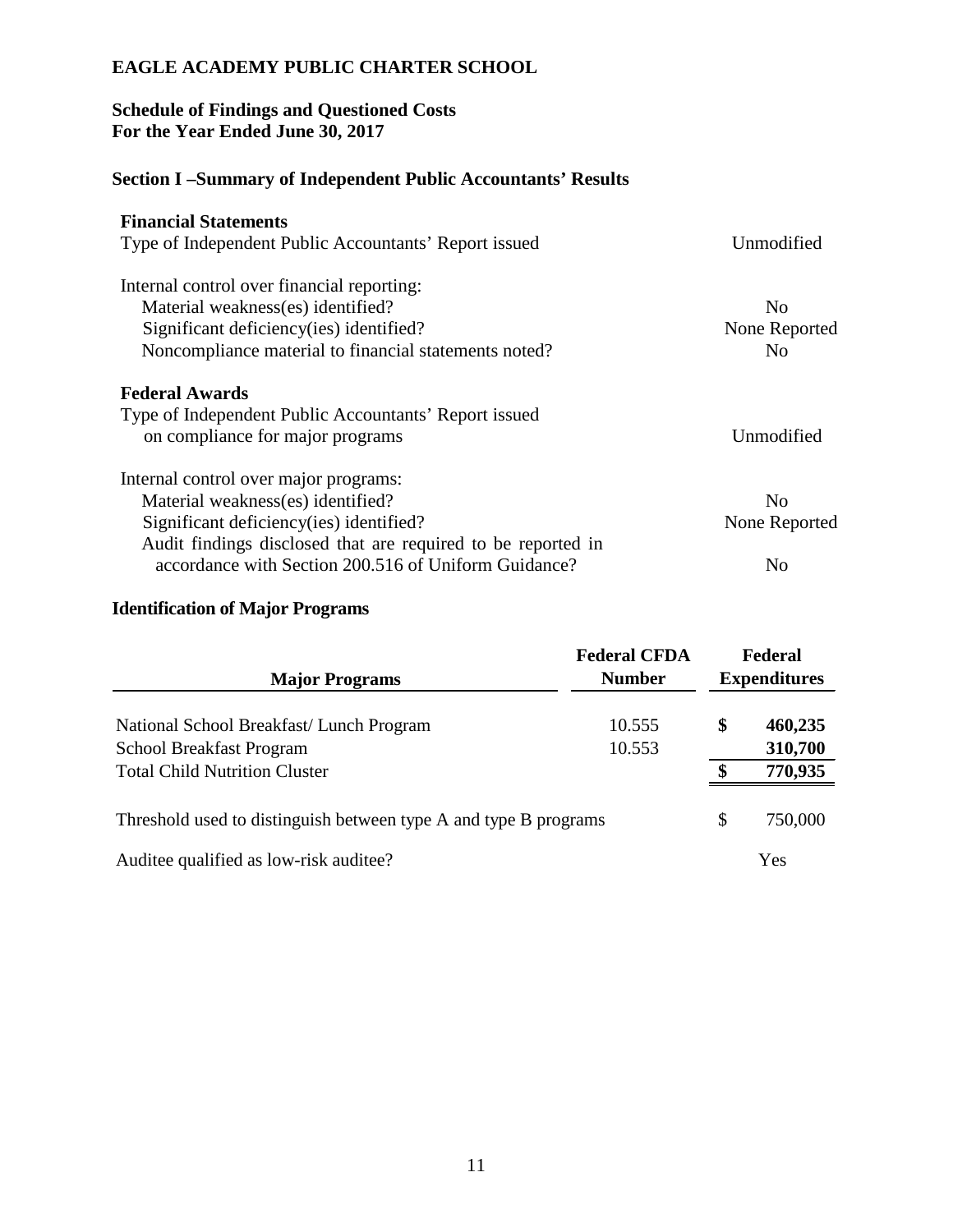**EAGLE ACADEMY PUBLIC CHARTER SCHOOL**

**Schedule of Findings and Questioned Costs**
**For the Year Ended June 30, 2017**

## Section I –Summary of Independent Public Accountants' Results

**Financial Statements**

| | |
|---|---|
| Type of Independent Public Accountants' Report issued | Unmodified |
| Internal control over financial reporting: | |
| Material weakness(es) identified? | No |
| Significant deficiency(ies) identified? | None Reported |
| Noncompliance material to financial statements noted? | No |

**Federal Awards**

| | |
|---|---|
| Type of Independent Public Accountants' Report issued on compliance for major programs | Unmodified |
| Internal control over major programs: | |
| Material weakness(es) identified? | No |
| Significant deficiency(ies) identified? | None Reported |
| Audit findings disclosed that are required to be reported in accordance with Section 200.516 of Uniform Guidance? | No |

**Identification of Major Programs**

| Major Programs | Federal CFDA Number | Federal Expenditures |
|---|---|---|
| National School Breakfast/ Lunch Program | 10.555 | **$ 460,235** |
| School Breakfast Program | 10.553 | **310,700** |
| Total Child Nutrition Cluster | | **$ 770,935** |
| Threshold used to distinguish between type A and type B programs | | $ 750,000 |
| Auditee qualified as low-risk auditee? | | Yes |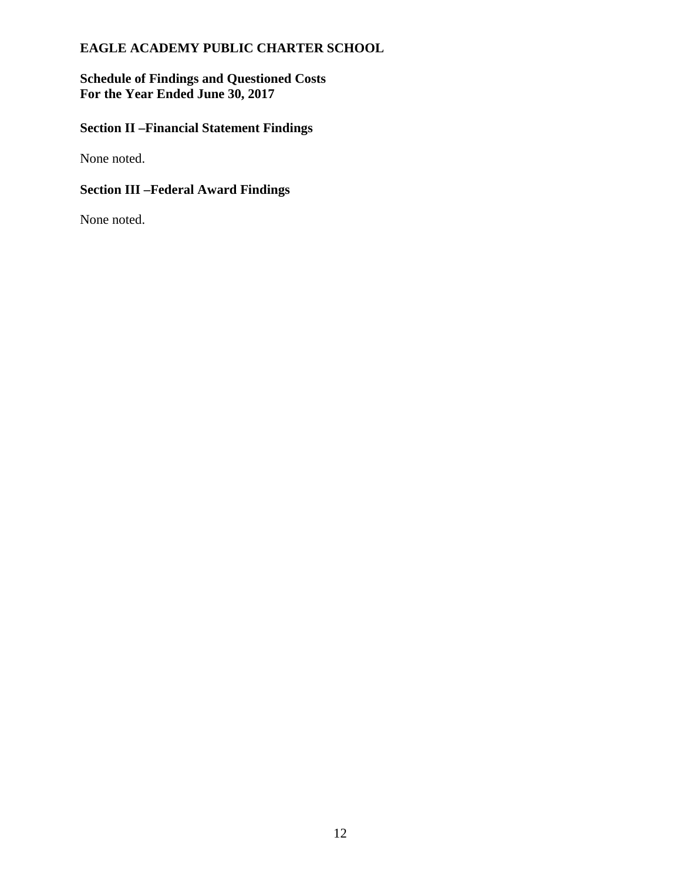**EAGLE ACADEMY PUBLIC CHARTER SCHOOL**

**Schedule of Findings and Questioned Costs**
**For the Year Ended June 30, 2017**

## Section II –Financial Statement Findings

None noted.

## Section III –Federal Award Findings

None noted.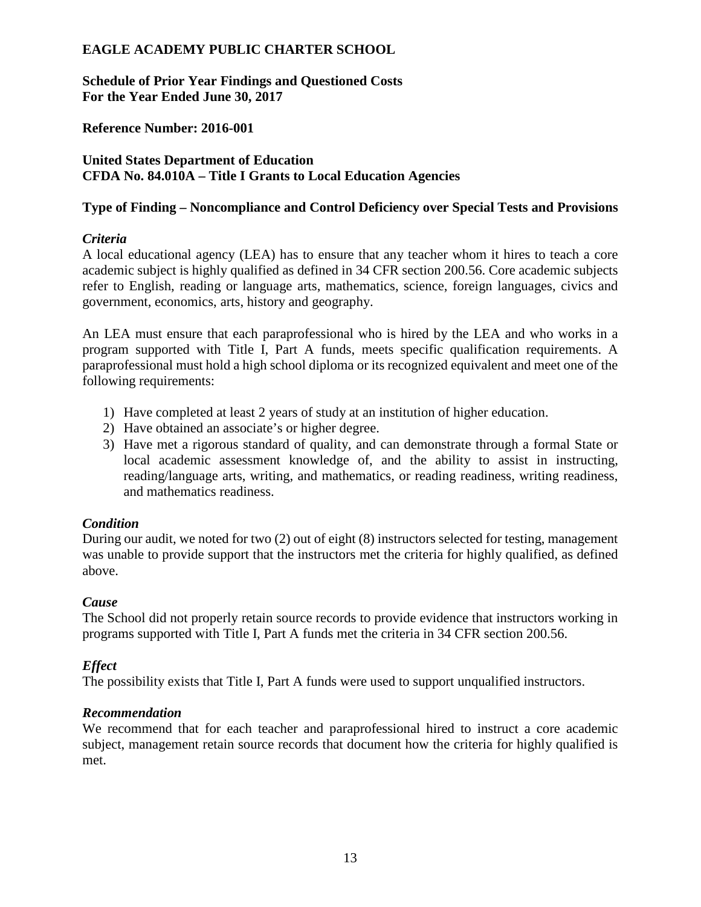**EAGLE ACADEMY PUBLIC CHARTER SCHOOL**

**Schedule of Prior Year Findings and Questioned Costs**
**For the Year Ended June 30, 2017**

**Reference Number: 2016-001**

**United States Department of Education**
**CFDA No. 84.010A – Title I Grants to Local Education Agencies**

**Type of Finding – Noncompliance and Control Deficiency over Special Tests and Provisions**

***Criteria***
A local educational agency (LEA) has to ensure that any teacher whom it hires to teach a core academic subject is highly qualified as defined in 34 CFR section 200.56. Core academic subjects refer to English, reading or language arts, mathematics, science, foreign languages, civics and government, economics, arts, history and geography.

An LEA must ensure that each paraprofessional who is hired by the LEA and who works in a program supported with Title I, Part A funds, meets specific qualification requirements. A paraprofessional must hold a high school diploma or its recognized equivalent and meet one of the following requirements:

1) Have completed at least 2 years of study at an institution of higher education.
2) Have obtained an associate's or higher degree.
3) Have met a rigorous standard of quality, and can demonstrate through a formal State or local academic assessment knowledge of, and the ability to assist in instructing, reading/language arts, writing, and mathematics, or reading readiness, writing readiness, and mathematics readiness.

***Condition***
During our audit, we noted for two (2) out of eight (8) instructors selected for testing, management was unable to provide support that the instructors met the criteria for highly qualified, as defined above.

***Cause***
The School did not properly retain source records to provide evidence that instructors working in programs supported with Title I, Part A funds met the criteria in 34 CFR section 200.56.

***Effect***
The possibility exists that Title I, Part A funds were used to support unqualified instructors.

***Recommendation***
We recommend that for each teacher and paraprofessional hired to instruct a core academic subject, management retain source records that document how the criteria for highly qualified is met.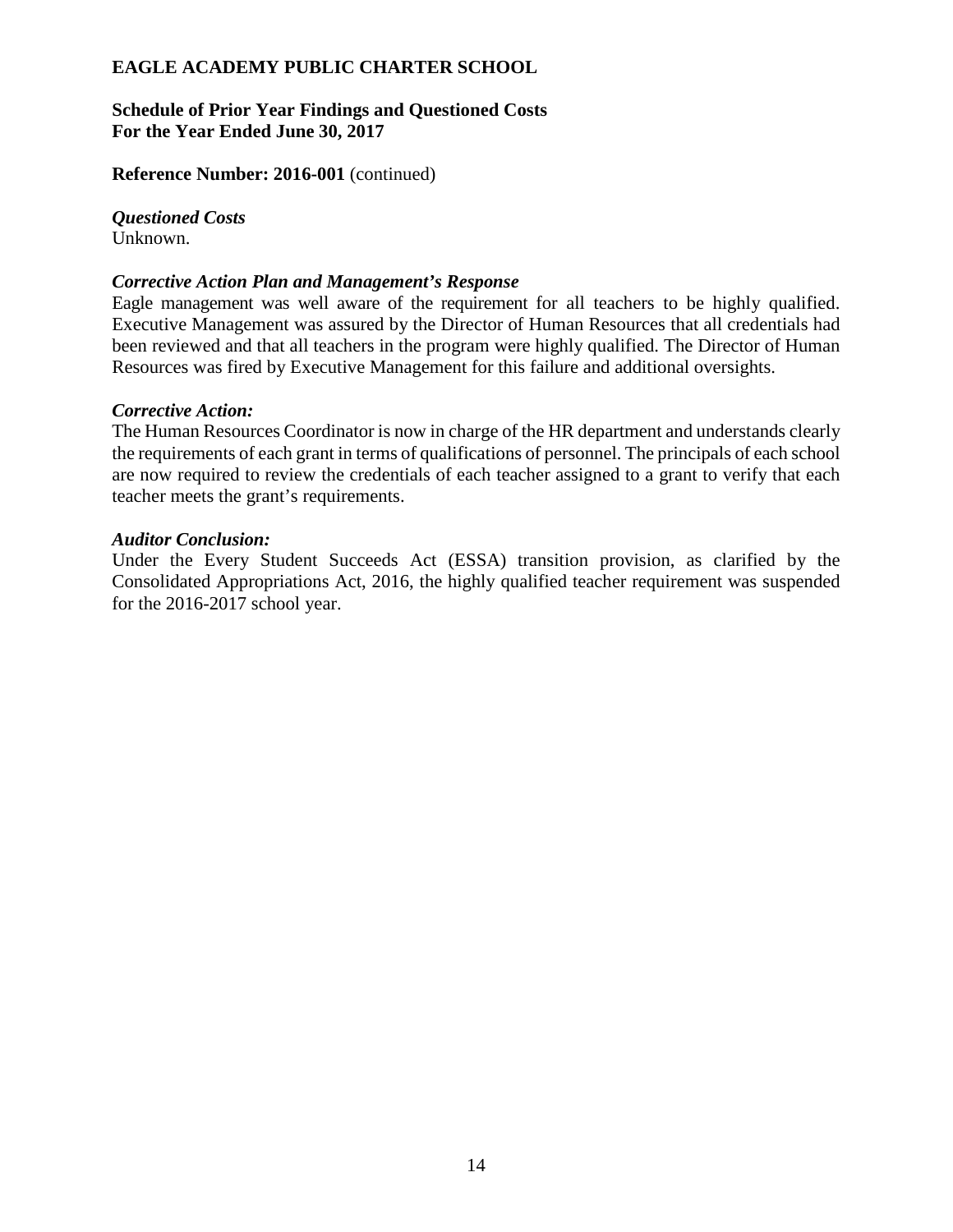**EAGLE ACADEMY PUBLIC CHARTER SCHOOL**

**Schedule of Prior Year Findings and Questioned Costs**
**For the Year Ended June 30, 2017**

**Reference Number: 2016-001** (continued)

***Questioned Costs***
Unknown.

***Corrective Action Plan and Management's Response***
Eagle management was well aware of the requirement for all teachers to be highly qualified. Executive Management was assured by the Director of Human Resources that all credentials had been reviewed and that all teachers in the program were highly qualified. The Director of Human Resources was fired by Executive Management for this failure and additional oversights.

***Corrective Action:***
The Human Resources Coordinator is now in charge of the HR department and understands clearly the requirements of each grant in terms of qualifications of personnel. The principals of each school are now required to review the credentials of each teacher assigned to a grant to verify that each teacher meets the grant's requirements.

***Auditor Conclusion:***
Under the Every Student Succeeds Act (ESSA) transition provision, as clarified by the Consolidated Appropriations Act, 2016, the highly qualified teacher requirement was suspended for the 2016-2017 school year.